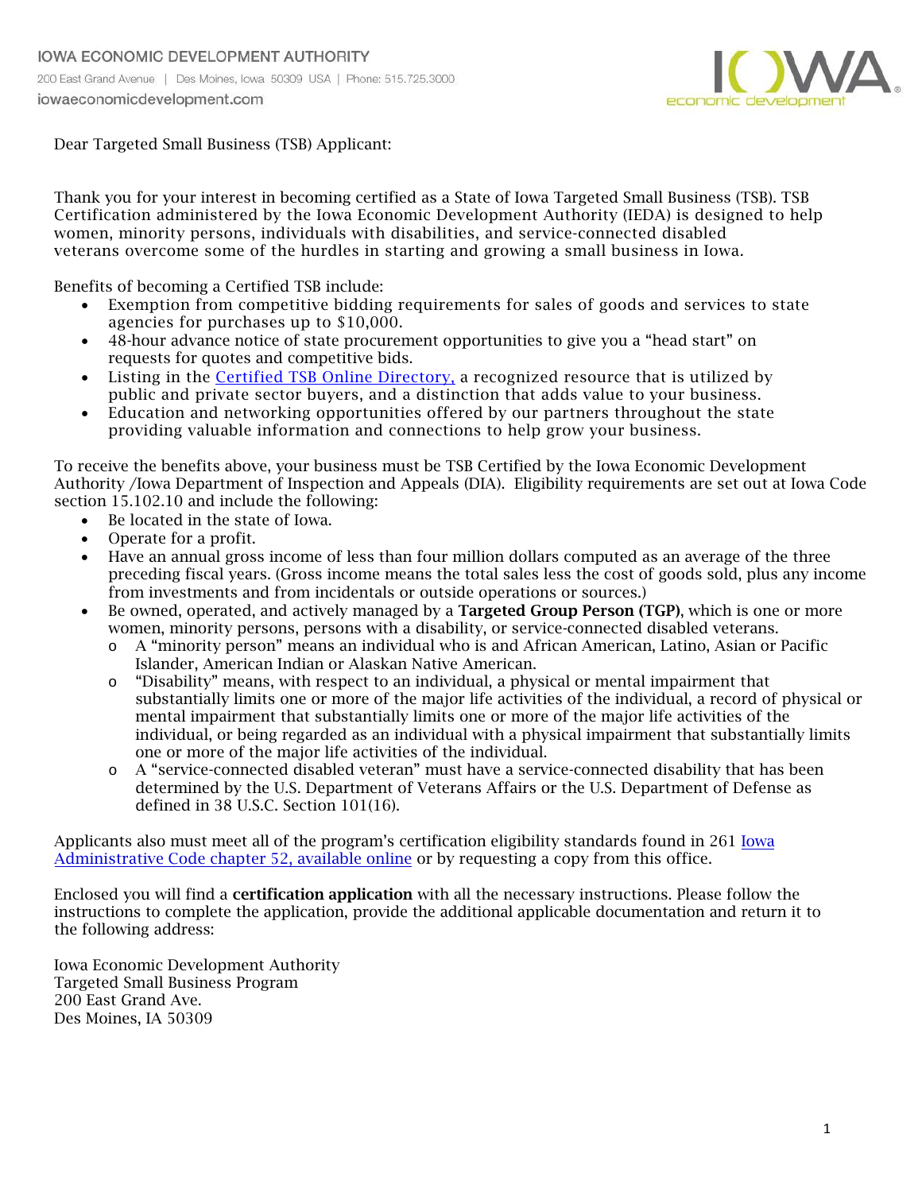IOWA ECONOMIC DEVELOPMENT AUTHORITY
200 East Grand Avenue | Des Moines, Iowa 50309 USA | Phone: 515.725.3000
iowaeconomicdevelopment.com

Dear Targeted Small Business (TSB) Applicant:

Thank you for your interest in becoming certified as a State of Iowa Targeted Small Business (TSB). TSB Certification administered by the Iowa Economic Development Authority (IEDA) is designed to help women, minority persons, individuals with disabilities, and service-connected disabled veterans overcome some of the hurdles in starting and growing a small business in Iowa.

Benefits of becoming a Certified TSB include:

- Exemption from competitive bidding requirements for sales of goods and services to state agencies for purchases up to $10,000.
- 48-hour advance notice of state procurement opportunities to give you a "head start" on requests for quotes and competitive bids.
- Listing in the Certified TSB Online Directory, a recognized resource that is utilized by public and private sector buyers, and a distinction that adds value to your business.
- Education and networking opportunities offered by our partners throughout the state providing valuable information and connections to help grow your business.

To receive the benefits above, your business must be TSB Certified by the Iowa Economic Development Authority /Iowa Department of Inspection and Appeals (DIA). Eligibility requirements are set out at Iowa Code section 15.102.10 and include the following:

- Be located in the state of Iowa.
- Operate for a profit.
- Have an annual gross income of less than four million dollars computed as an average of the three preceding fiscal years. (Gross income means the total sales less the cost of goods sold, plus any income from investments and from incidentals or outside operations or sources.)
- Be owned, operated, and actively managed by a **Targeted Group Person (TGP)**, which is one or more women, minority persons, persons with a disability, or service-connected disabled veterans.
  - A "minority person" means an individual who is and African American, Latino, Asian or Pacific Islander, American Indian or Alaskan Native American.
  - "Disability" means, with respect to an individual, a physical or mental impairment that substantially limits one or more of the major life activities of the individual, a record of physical or mental impairment that substantially limits one or more of the major life activities of the individual, or being regarded as an individual with a physical impairment that substantially limits one or more of the major life activities of the individual.
  - A "service-connected disabled veteran" must have a service-connected disability that has been determined by the U.S. Department of Veterans Affairs or the U.S. Department of Defense as defined in 38 U.S.C. Section 101(16).

Applicants also must meet all of the program's certification eligibility standards found in 261 Iowa Administrative Code chapter 52, available online or by requesting a copy from this office.

Enclosed you will find a **certification application** with all the necessary instructions. Please follow the instructions to complete the application, provide the additional applicable documentation and return it to the following address:

Iowa Economic Development Authority
Targeted Small Business Program
200 East Grand Ave.
Des Moines, IA 50309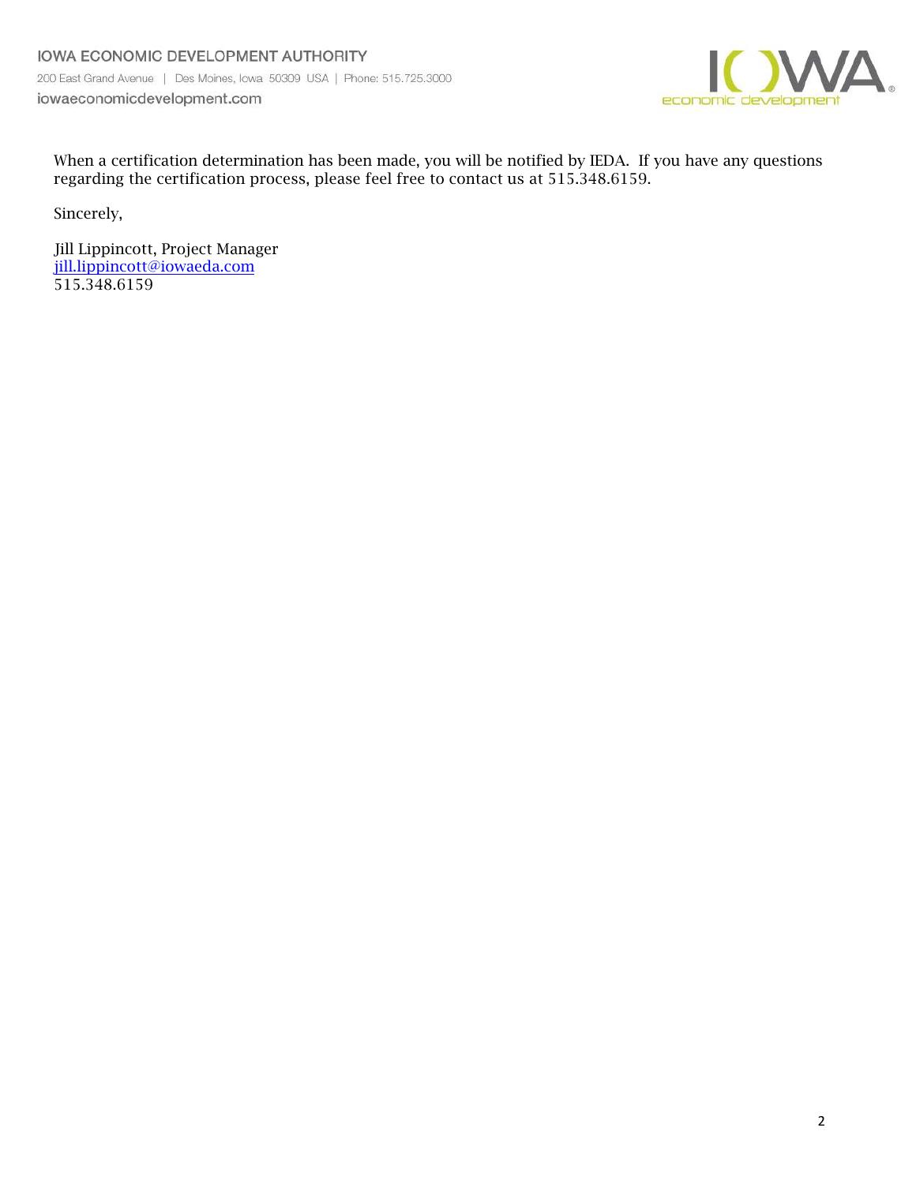When a certification determination has been made, you will be notified by IEDA. If you have any questions regarding the certification process, please feel free to contact us at 515.348.6159.

Sincerely,

Jill Lippincott, Project Manager
jill.lippincott@iowaeda.com
515.348.6159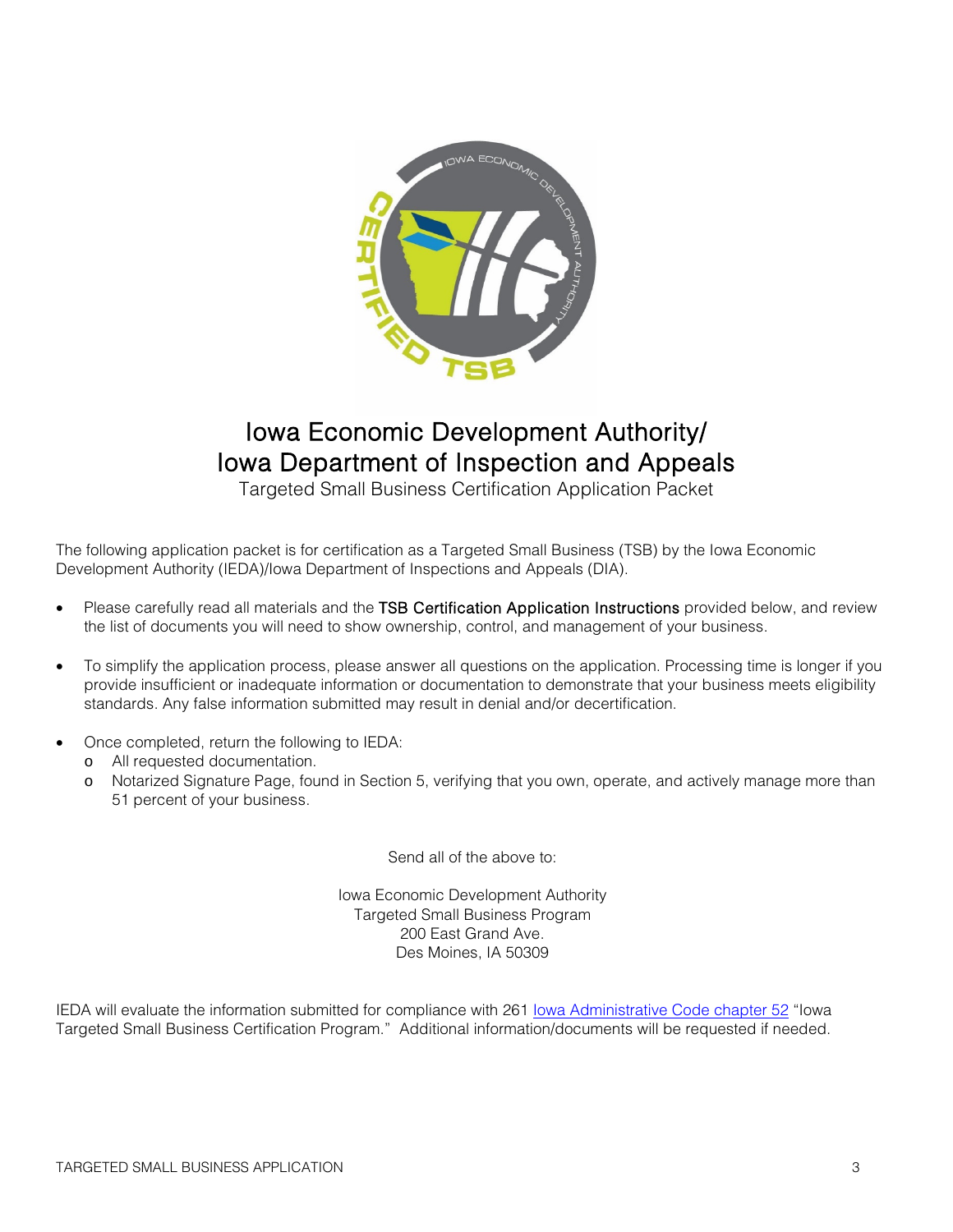# Iowa Economic Development Authority/
# Iowa Department of Inspection and Appeals

Targeted Small Business Certification Application Packet

The following application packet is for certification as a Targeted Small Business (TSB) by the Iowa Economic Development Authority (IEDA)/Iowa Department of Inspections and Appeals (DIA).

- Please carefully read all materials and the **TSB Certification Application Instructions** provided below, and review the list of documents you will need to show ownership, control, and management of your business.
- To simplify the application process, please answer all questions on the application. Processing time is longer if you provide insufficient or inadequate information or documentation to demonstrate that your business meets eligibility standards. Any false information submitted may result in denial and/or decertification.
- Once completed, return the following to IEDA:
  - All requested documentation.
  - Notarized Signature Page, found in Section 5, verifying that you own, operate, and actively manage more than 51 percent of your business.

Send all of the above to:

Iowa Economic Development Authority
Targeted Small Business Program
200 East Grand Ave.
Des Moines, IA 50309

IEDA will evaluate the information submitted for compliance with 261 Iowa Administrative Code chapter 52 "Iowa Targeted Small Business Certification Program." Additional information/documents will be requested if needed.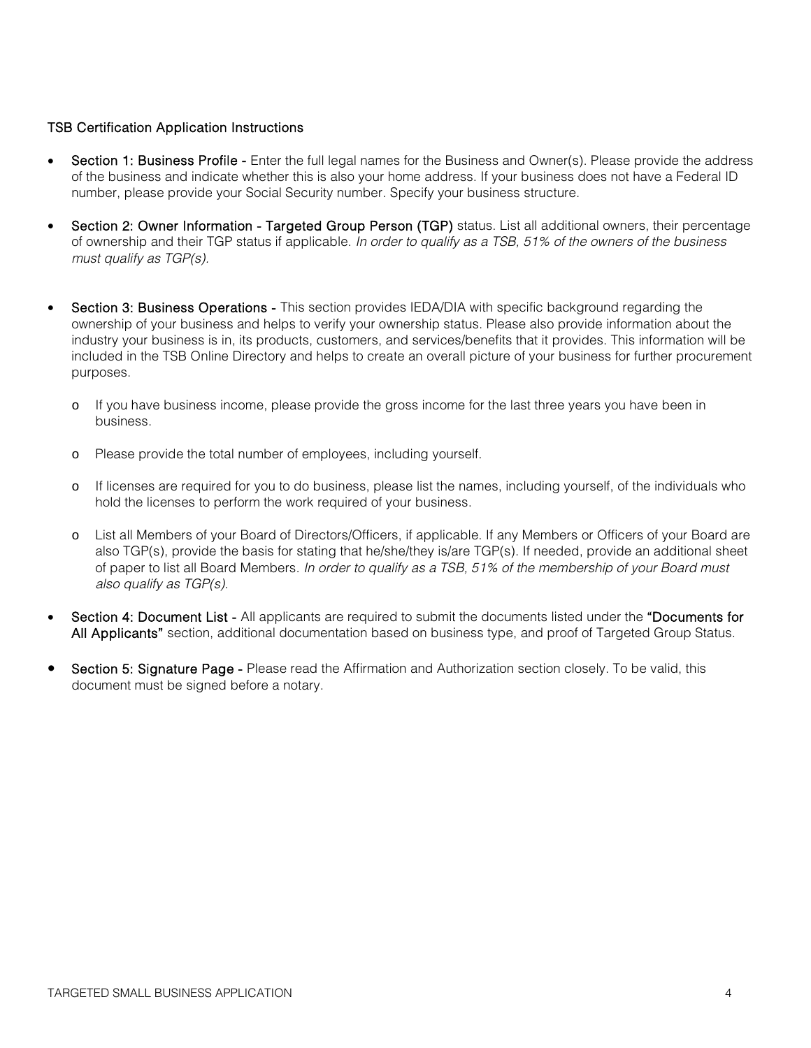## TSB Certification Application Instructions

- **Section 1: Business Profile -** Enter the full legal names for the Business and Owner(s). Please provide the address of the business and indicate whether this is also your home address. If your business does not have a Federal ID number, please provide your Social Security number. Specify your business structure.

- **Section 2: Owner Information - Targeted Group Person (TGP)** status. List all additional owners, their percentage of ownership and their TGP status if applicable. *In order to qualify as a TSB, 51% of the owners of the business must qualify as TGP(s).*

- **Section 3: Business Operations -** This section provides IEDA/DIA with specific background regarding the ownership of your business and helps to verify your ownership status. Please also provide information about the industry your business is in, its products, customers, and services/benefits that it provides. This information will be included in the TSB Online Directory and helps to create an overall picture of your business for further procurement purposes.
    - If you have business income, please provide the gross income for the last three years you have been in business.
    - Please provide the total number of employees, including yourself.
    - If licenses are required for you to do business, please list the names, including yourself, of the individuals who hold the licenses to perform the work required of your business.
    - List all Members of your Board of Directors/Officers, if applicable. If any Members or Officers of your Board are also TGP(s), provide the basis for stating that he/she/they is/are TGP(s). If needed, provide an additional sheet of paper to list all Board Members. *In order to qualify as a TSB, 51% of the membership of your Board must also qualify as TGP(s).*

- **Section 4: Document List -** All applicants are required to submit the documents listed under the **"Documents for All Applicants"** section, additional documentation based on business type, and proof of Targeted Group Status.

- **Section 5: Signature Page -** Please read the Affirmation and Authorization section closely. To be valid, this document must be signed before a notary.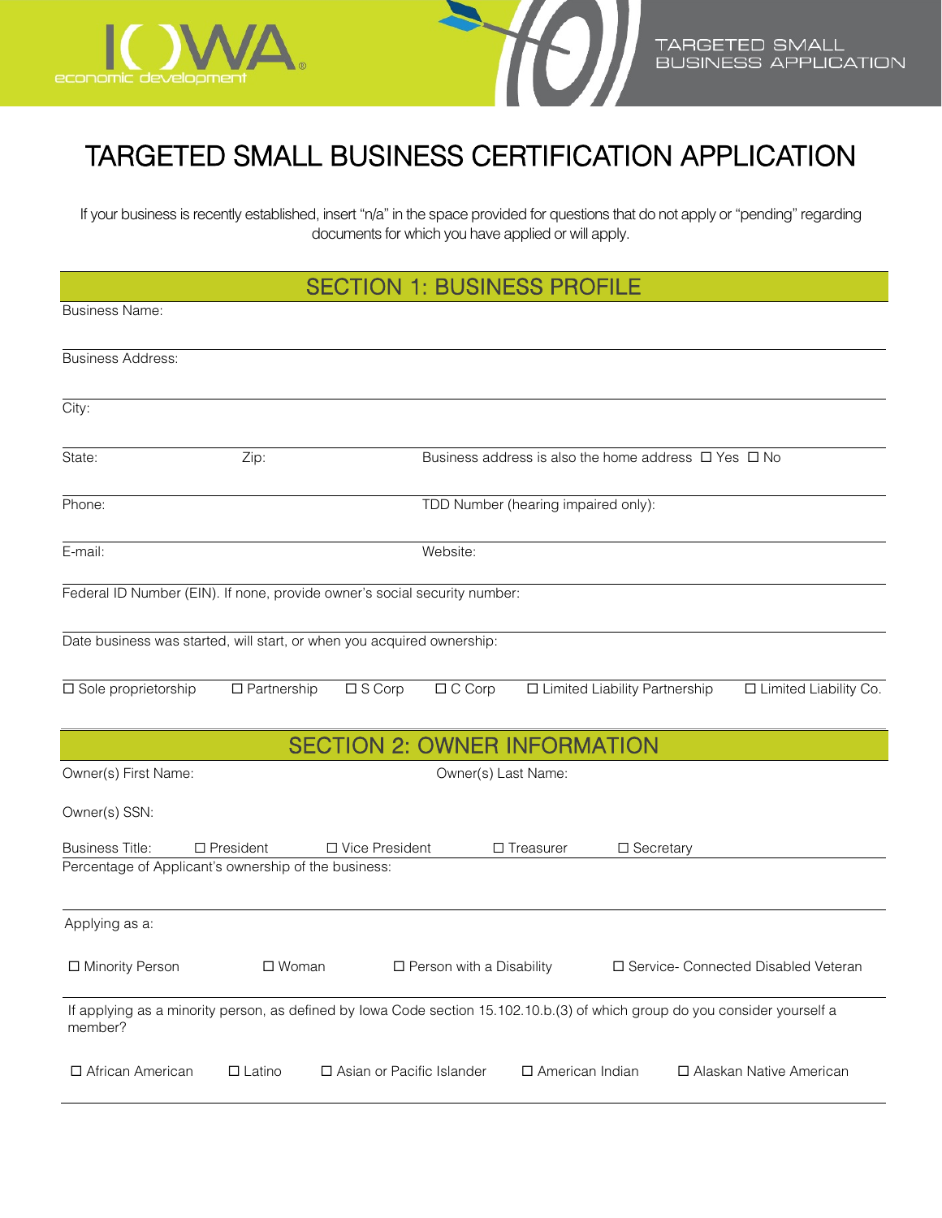# TARGETED SMALL BUSINESS CERTIFICATION APPLICATION

If your business is recently established, insert "n/a" in the space provided for questions that do not apply or "pending" regarding documents for which you have applied or will apply.

## SECTION 1: BUSINESS PROFILE

Business Name:

Business Address:

City:

State: Zip: Business address is also the home address ☐ Yes ☐ No

Phone: TDD Number (hearing impaired only):

E-mail: Website:

Federal ID Number (EIN). If none, provide owner's social security number:

Date business was started, will start, or when you acquired ownership:

☐ Sole proprietorship ☐ Partnership ☐ S Corp ☐ C Corp ☐ Limited Liability Partnership ☐ Limited Liability Co.

## SECTION 2: OWNER INFORMATION

Owner(s) First Name: Owner(s) Last Name:

Owner(s) SSN:

Business Title: ☐ President ☐ Vice President ☐ Treasurer ☐ Secretary

Percentage of Applicant's ownership of the business:

Applying as a:

☐ Minority Person ☐ Woman ☐ Person with a Disability ☐ Service- Connected Disabled Veteran

If applying as a minority person, as defined by Iowa Code section 15.102.10.b.(3) of which group do you consider yourself a member?

☐ African American ☐ Latino ☐ Asian or Pacific Islander ☐ American Indian ☐ Alaskan Native American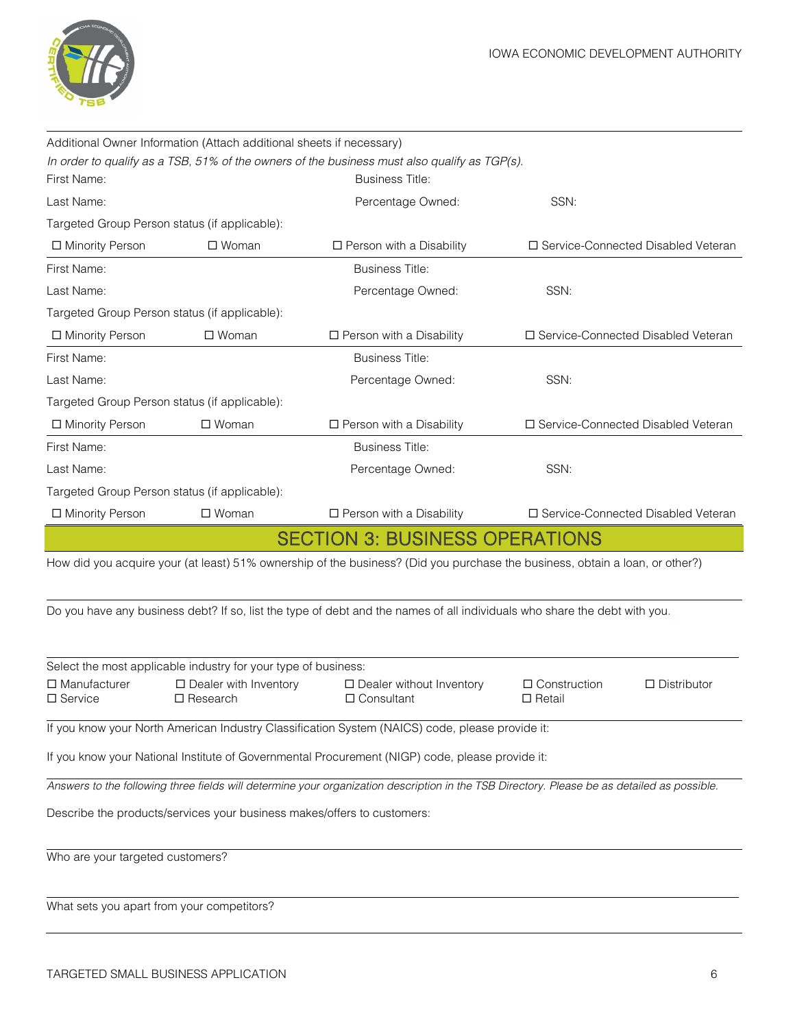Additional Owner Information (Attach additional sheets if necessary)

*In order to qualify as a TSB, 51% of the owners of the business must also qualify as TGP(s).*

First Name: Business Title:

Last Name: Percentage Owned: SSN:

Targeted Group Person status (if applicable):

☐ Minority Person ☐ Woman ☐ Person with a Disability ☐ Service-Connected Disabled Veteran

---

First Name: Business Title:

Last Name: Percentage Owned: SSN:

Targeted Group Person status (if applicable):

☐ Minority Person ☐ Woman ☐ Person with a Disability ☐ Service-Connected Disabled Veteran

---

First Name: Business Title:

Last Name: Percentage Owned: SSN:

Targeted Group Person status (if applicable):

☐ Minority Person ☐ Woman ☐ Person with a Disability ☐ Service-Connected Disabled Veteran

---

First Name: Business Title:

Last Name: Percentage Owned: SSN:

Targeted Group Person status (if applicable):

☐ Minority Person ☐ Woman ☐ Person with a Disability ☐ Service-Connected Disabled Veteran

## SECTION 3: BUSINESS OPERATIONS

How did you acquire your (at least) 51% ownership of the business? (Did you purchase the business, obtain a loan, or other?)

---

Do you have any business debt? If so, list the type of debt and the names of all individuals who share the debt with you.

---

Select the most applicable industry for your type of business:

☐ Manufacturer ☐ Dealer with Inventory ☐ Dealer without Inventory ☐ Construction ☐ Distributor
☐ Service ☐ Research ☐ Consultant ☐ Retail

---

If you know your North American Industry Classification System (NAICS) code, please provide it:

If you know your National Institute of Governmental Procurement (NIGP) code, please provide it:

---

*Answers to the following three fields will determine your organization description in the TSB Directory. Please be as detailed as possible.*

Describe the products/services your business makes/offers to customers:

---

Who are your targeted customers?

---

What sets you apart from your competitors?

---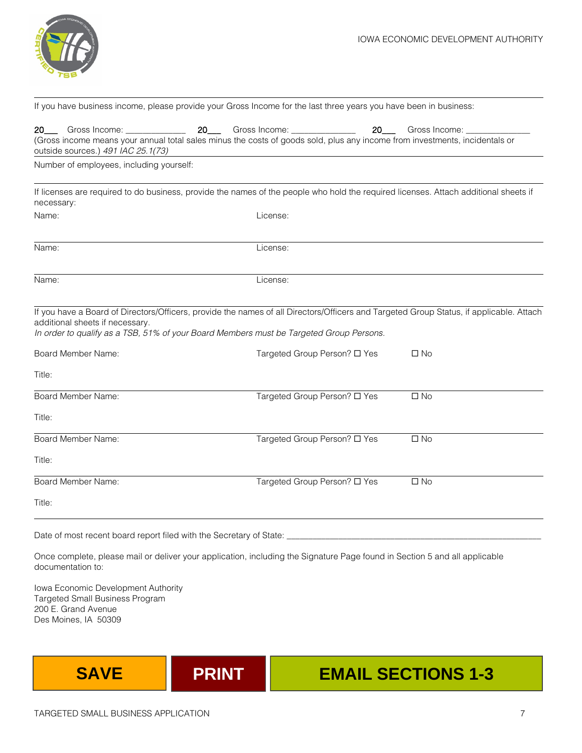If you have business income, please provide your Gross Income for the last three years you have been in business:

20___ Gross Income: _____________ 20___ Gross Income: ______________ 20___ Gross Income: ______________

(Gross income means your annual total sales minus the costs of goods sold, plus any income from investments, incidentals or outside sources.) *491 IAC 25.1(73)*

Number of employees, including yourself:

If licenses are required to do business, provide the names of the people who hold the required licenses. Attach additional sheets if necessary:

| Name: | License: |
|---|---|
| Name: | License: |
| Name: | License: |

If you have a Board of Directors/Officers, provide the names of all Directors/Officers and Targeted Group Status, if applicable. Attach additional sheets if necessary.

*In order to qualify as a TSB, 51% of your Board Members must be Targeted Group Persons.*

Board Member Name: Targeted Group Person? ☐ Yes ☐ No

Title:

Board Member Name: Targeted Group Person? ☐ Yes ☐ No

Title:

Board Member Name: Targeted Group Person? ☐ Yes ☐ No

Title:

Board Member Name: Targeted Group Person? ☐ Yes ☐ No

Title:

Date of most recent board report filed with the Secretary of State: ________________________________________________

Once complete, please mail or deliver your application, including the Signature Page found in Section 5 and all applicable documentation to:

Iowa Economic Development Authority
Targeted Small Business Program
200 E. Grand Avenue
Des Moines, IA 50309

**SAVE** **PRINT** **EMAIL SECTIONS 1-3**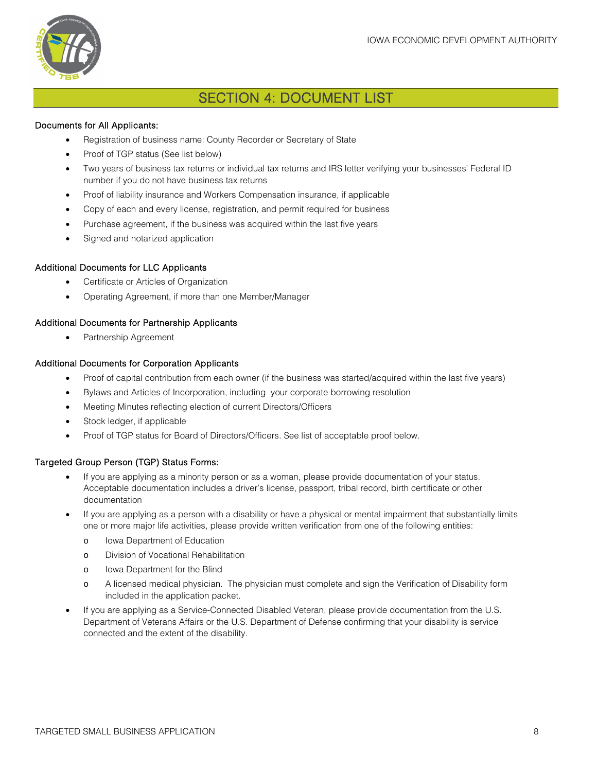# SECTION 4: DOCUMENT LIST

### Documents for All Applicants:

- Registration of business name: County Recorder or Secretary of State
- Proof of TGP status (See list below)
- Two years of business tax returns or individual tax returns and IRS letter verifying your businesses' Federal ID number if you do not have business tax returns
- Proof of liability insurance and Workers Compensation insurance, if applicable
- Copy of each and every license, registration, and permit required for business
- Purchase agreement, if the business was acquired within the last five years
- Signed and notarized application

### Additional Documents for LLC Applicants

- Certificate or Articles of Organization
- Operating Agreement, if more than one Member/Manager

### Additional Documents for Partnership Applicants

- Partnership Agreement

### Additional Documents for Corporation Applicants

- Proof of capital contribution from each owner (if the business was started/acquired within the last five years)
- Bylaws and Articles of Incorporation, including your corporate borrowing resolution
- Meeting Minutes reflecting election of current Directors/Officers
- Stock ledger, if applicable
- Proof of TGP status for Board of Directors/Officers. See list of acceptable proof below.

### Targeted Group Person (TGP) Status Forms:

- If you are applying as a minority person or as a woman, please provide documentation of your status. Acceptable documentation includes a driver's license, passport, tribal record, birth certificate or other documentation
- If you are applying as a person with a disability or have a physical or mental impairment that substantially limits one or more major life activities, please provide written verification from one of the following entities:
  - Iowa Department of Education
  - Division of Vocational Rehabilitation
  - Iowa Department for the Blind
  - A licensed medical physician. The physician must complete and sign the Verification of Disability form included in the application packet.
- If you are applying as a Service-Connected Disabled Veteran, please provide documentation from the U.S. Department of Veterans Affairs or the U.S. Department of Defense confirming that your disability is service connected and the extent of the disability.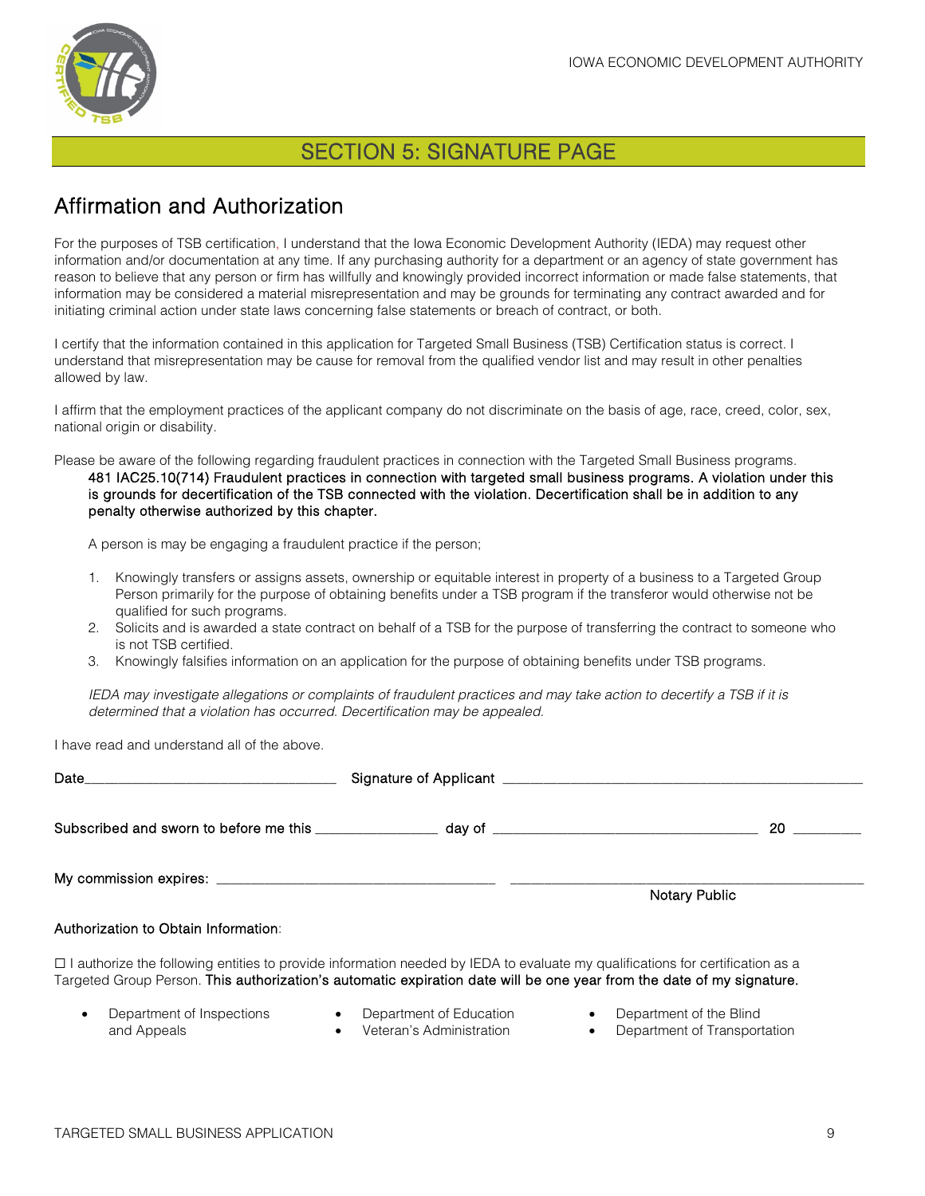## SECTION 5: SIGNATURE PAGE

## Affirmation and Authorization

For the purposes of TSB certification, I understand that the Iowa Economic Development Authority (IEDA) may request other information and/or documentation at any time. If any purchasing authority for a department or an agency of state government has reason to believe that any person or firm has willfully and knowingly provided incorrect information or made false statements, that information may be considered a material misrepresentation and may be grounds for terminating any contract awarded and for initiating criminal action under state laws concerning false statements or breach of contract, or both.

I certify that the information contained in this application for Targeted Small Business (TSB) Certification status is correct. I understand that misrepresentation may be cause for removal from the qualified vendor list and may result in other penalties allowed by law.

I affirm that the employment practices of the applicant company do not discriminate on the basis of age, race, creed, color, sex, national origin or disability.

Please be aware of the following regarding fraudulent practices in connection with the Targeted Small Business programs.

> 481 IAC25.10(714) Fraudulent practices in connection with targeted small business programs. A violation under this is grounds for decertification of the TSB connected with the violation. Decertification shall be in addition to any penalty otherwise authorized by this chapter.
>
> A person is may be engaging a fraudulent practice if the person;
>
> 1. Knowingly transfers or assigns assets, ownership or equitable interest in property of a business to a Targeted Group Person primarily for the purpose of obtaining benefits under a TSB program if the transferor would otherwise not be qualified for such programs.
> 2. Solicits and is awarded a state contract on behalf of a TSB for the purpose of transferring the contract to someone who is not TSB certified.
> 3. Knowingly falsifies information on an application for the purpose of obtaining benefits under TSB programs.
>
> *IEDA may investigate allegations or complaints of fraudulent practices and may take action to decertify a TSB if it is determined that a violation has occurred. Decertification may be appealed.*

I have read and understand all of the above.

Date_______________________________ Signature of Applicant _____________________________________________

Subscribed and sworn to before me this _______________ day of _________________________________ 20 ________

My commission expires: __________________________________ ___________________________________________

Notary Public

Authorization to Obtain Information:

☐ I authorize the following entities to provide information needed by IEDA to evaluate my qualifications for certification as a Targeted Group Person. **This authorization's automatic expiration date will be one year from the date of my signature.**

- Department of Inspections and Appeals
- Department of Education
- Veteran's Administration
- Department of the Blind
- Department of Transportation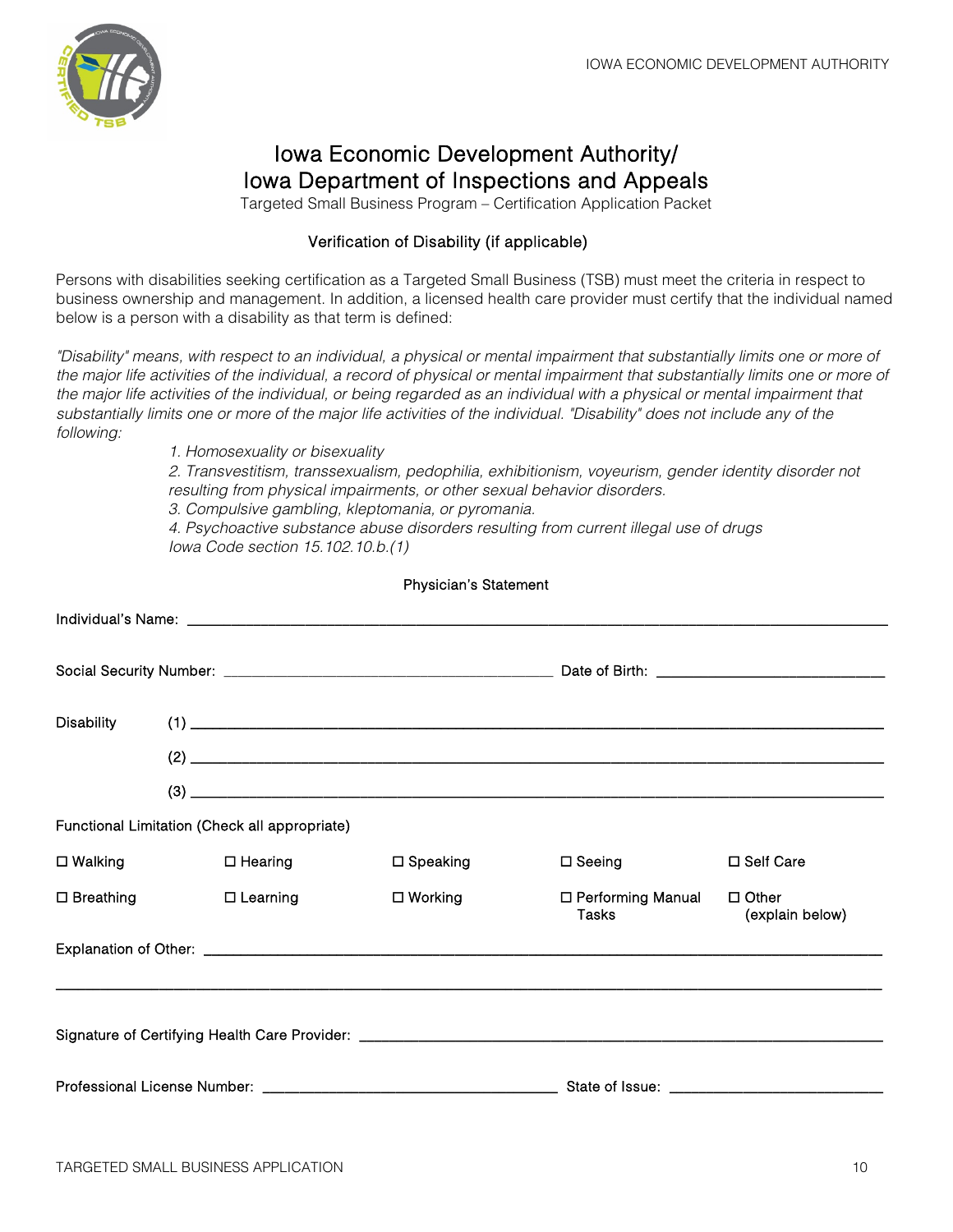# Iowa Economic Development Authority/ Iowa Department of Inspections and Appeals

Targeted Small Business Program – Certification Application Packet

## Verification of Disability (if applicable)

Persons with disabilities seeking certification as a Targeted Small Business (TSB) must meet the criteria in respect to business ownership and management. In addition, a licensed health care provider must certify that the individual named below is a person with a disability as that term is defined:

*"Disability" means, with respect to an individual, a physical or mental impairment that substantially limits one or more of the major life activities of the individual, a record of physical or mental impairment that substantially limits one or more of the major life activities of the individual, or being regarded as an individual with a physical or mental impairment that substantially limits one or more of the major life activities of the individual. "Disability" does not include any of the following:*

*1. Homosexuality or bisexuality*
*2. Transvestitism, transsexualism, pedophilia, exhibitionism, voyeurism, gender identity disorder not resulting from physical impairments, or other sexual behavior disorders.*
*3. Compulsive gambling, kleptomania, or pyromania.*
*4. Psychoactive substance abuse disorders resulting from current illegal use of drugs*
*Iowa Code section 15.102.10.b.(1)*

### Physician's Statement

Individual's Name: ______________________________________________

Social Security Number: ______________________________ Date of Birth: ______________________

Disability (1) ______________________________________________

(2) ______________________________________________

(3) ______________________________________________

Functional Limitation (Check all appropriate)

| | | | | |
|---|---|---|---|---|
| ☐ Walking | ☐ Hearing | ☐ Speaking | ☐ Seeing | ☐ Self Care |
| ☐ Breathing | ☐ Learning | ☐ Working | ☐ Performing Manual Tasks | ☐ Other (explain below) |

Explanation of Other: ______________________________________________

______________________________________________

Signature of Certifying Health Care Provider: ______________________________________________

Professional License Number: ______________________________ State of Issue: ______________________